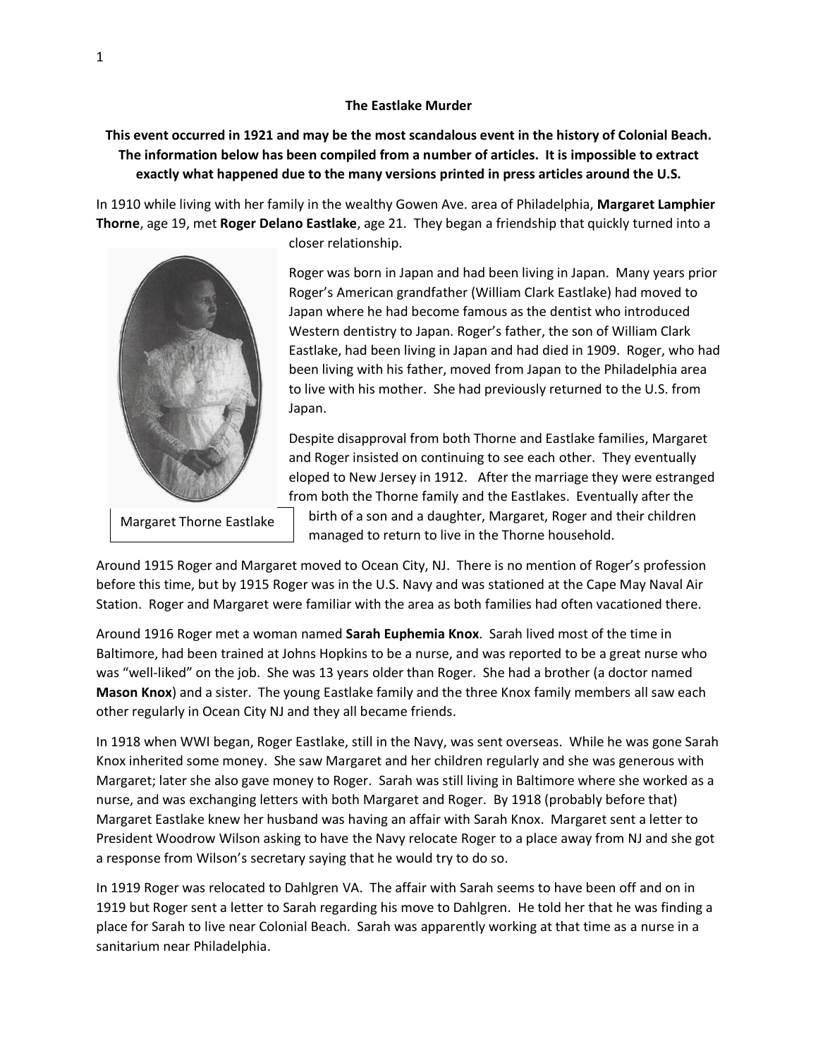**The Eastlake Murder**

**This event occurred in 1921 and may be the most scandalous event in the history of Colonial Beach. The information below has been compiled from a number of articles. It is impossible to extract exactly what happened due to the many versions printed in press articles around the U.S.**

In 1910 while living with her family in the wealthy Gowen Ave. area of Philadelphia, **Margaret Lamphier Thorne**, age 19, met **Roger Delano Eastlake**, age 21. They began a friendship that quickly turned into a closer relationship.

Margaret Thorne Eastlake

Roger was born in Japan and had been living in Japan. Many years prior Roger's American grandfather (William Clark Eastlake) had moved to Japan where he had become famous as the dentist who introduced Western dentistry to Japan. Roger's father, the son of William Clark Eastlake, had been living in Japan and had died in 1909. Roger, who had been living with his father, moved from Japan to the Philadelphia area to live with his mother. She had previously returned to the U.S. from Japan.

Despite disapproval from both Thorne and Eastlake families, Margaret and Roger insisted on continuing to see each other. They eventually eloped to New Jersey in 1912. After the marriage they were estranged from both the Thorne family and the Eastlakes. Eventually after the birth of a son and a daughter, Margaret, Roger and their children managed to return to live in the Thorne household.

Around 1915 Roger and Margaret moved to Ocean City, NJ. There is no mention of Roger's profession before this time, but by 1915 Roger was in the U.S. Navy and was stationed at the Cape May Naval Air Station. Roger and Margaret were familiar with the area as both families had often vacationed there.

Around 1916 Roger met a woman named **Sarah Euphemia Knox**. Sarah lived most of the time in Baltimore, had been trained at Johns Hopkins to be a nurse, and was reported to be a great nurse who was "well-liked" on the job. She was 13 years older than Roger. She had a brother (a doctor named **Mason Knox**) and a sister. The young Eastlake family and the three Knox family members all saw each other regularly in Ocean City NJ and they all became friends.

In 1918 when WWI began, Roger Eastlake, still in the Navy, was sent overseas. While he was gone Sarah Knox inherited some money. She saw Margaret and her children regularly and she was generous with Margaret; later she also gave money to Roger. Sarah was still living in Baltimore where she worked as a nurse, and was exchanging letters with both Margaret and Roger. By 1918 (probably before that) Margaret Eastlake knew her husband was having an affair with Sarah Knox. Margaret sent a letter to President Woodrow Wilson asking to have the Navy relocate Roger to a place away from NJ and she got a response from Wilson's secretary saying that he would try to do so.

In 1919 Roger was relocated to Dahlgren VA. The affair with Sarah seems to have been off and on in 1919 but Roger sent a letter to Sarah regarding his move to Dahlgren. He told her that he was finding a place for Sarah to live near Colonial Beach. Sarah was apparently working at that time as a nurse in a sanitarium near Philadelphia.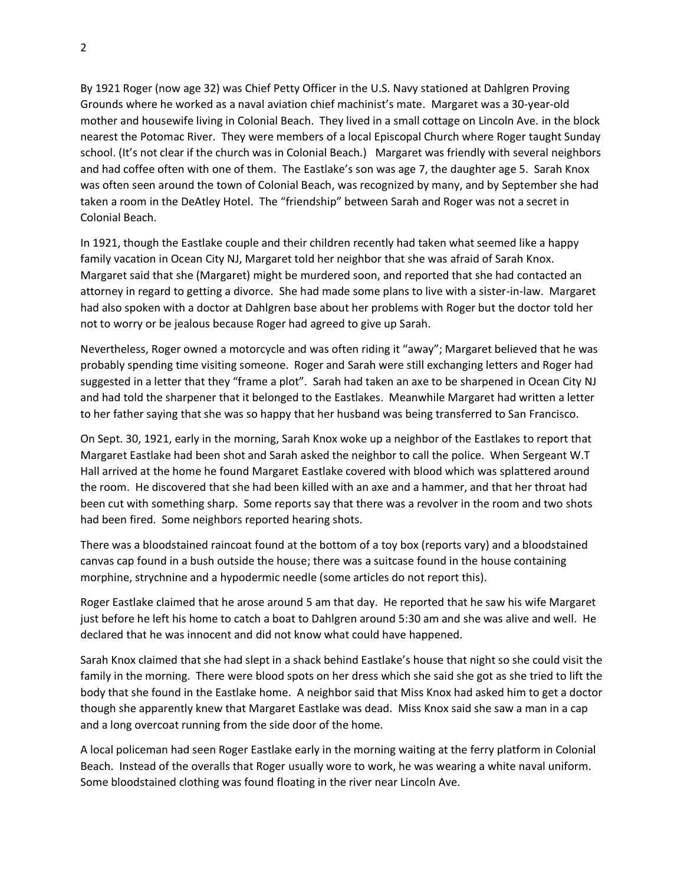By 1921 Roger (now age 32) was Chief Petty Officer in the U.S. Navy stationed at Dahlgren Proving Grounds where he worked as a naval aviation chief machinist's mate. Margaret was a 30-year-old mother and housewife living in Colonial Beach. They lived in a small cottage on Lincoln Ave. in the block nearest the Potomac River. They were members of a local Episcopal Church where Roger taught Sunday school. (It's not clear if the church was in Colonial Beach.) Margaret was friendly with several neighbors and had coffee often with one of them. The Eastlake's son was age 7, the daughter age 5. Sarah Knox was often seen around the town of Colonial Beach, was recognized by many, and by September she had taken a room in the DeAtley Hotel. The "friendship" between Sarah and Roger was not a secret in Colonial Beach.

In 1921, though the Eastlake couple and their children recently had taken what seemed like a happy family vacation in Ocean City NJ, Margaret told her neighbor that she was afraid of Sarah Knox. Margaret said that she (Margaret) might be murdered soon, and reported that she had contacted an attorney in regard to getting a divorce. She had made some plans to live with a sister-in-law. Margaret had also spoken with a doctor at Dahlgren base about her problems with Roger but the doctor told her not to worry or be jealous because Roger had agreed to give up Sarah.

Nevertheless, Roger owned a motorcycle and was often riding it "away"; Margaret believed that he was probably spending time visiting someone. Roger and Sarah were still exchanging letters and Roger had suggested in a letter that they "frame a plot". Sarah had taken an axe to be sharpened in Ocean City NJ and had told the sharpener that it belonged to the Eastlakes. Meanwhile Margaret had written a letter to her father saying that she was so happy that her husband was being transferred to San Francisco.

On Sept. 30, 1921, early in the morning, Sarah Knox woke up a neighbor of the Eastlakes to report that Margaret Eastlake had been shot and Sarah asked the neighbor to call the police. When Sergeant W.T Hall arrived at the home he found Margaret Eastlake covered with blood which was splattered around the room. He discovered that she had been killed with an axe and a hammer, and that her throat had been cut with something sharp. Some reports say that there was a revolver in the room and two shots had been fired. Some neighbors reported hearing shots.

There was a bloodstained raincoat found at the bottom of a toy box (reports vary) and a bloodstained canvas cap found in a bush outside the house; there was a suitcase found in the house containing morphine, strychnine and a hypodermic needle (some articles do not report this).

Roger Eastlake claimed that he arose around 5 am that day. He reported that he saw his wife Margaret just before he left his home to catch a boat to Dahlgren around 5:30 am and she was alive and well. He declared that he was innocent and did not know what could have happened.

Sarah Knox claimed that she had slept in a shack behind Eastlake's house that night so she could visit the family in the morning. There were blood spots on her dress which she said she got as she tried to lift the body that she found in the Eastlake home. A neighbor said that Miss Knox had asked him to get a doctor though she apparently knew that Margaret Eastlake was dead. Miss Knox said she saw a man in a cap and a long overcoat running from the side door of the home.

A local policeman had seen Roger Eastlake early in the morning waiting at the ferry platform in Colonial Beach. Instead of the overalls that Roger usually wore to work, he was wearing a white naval uniform. Some bloodstained clothing was found floating in the river near Lincoln Ave.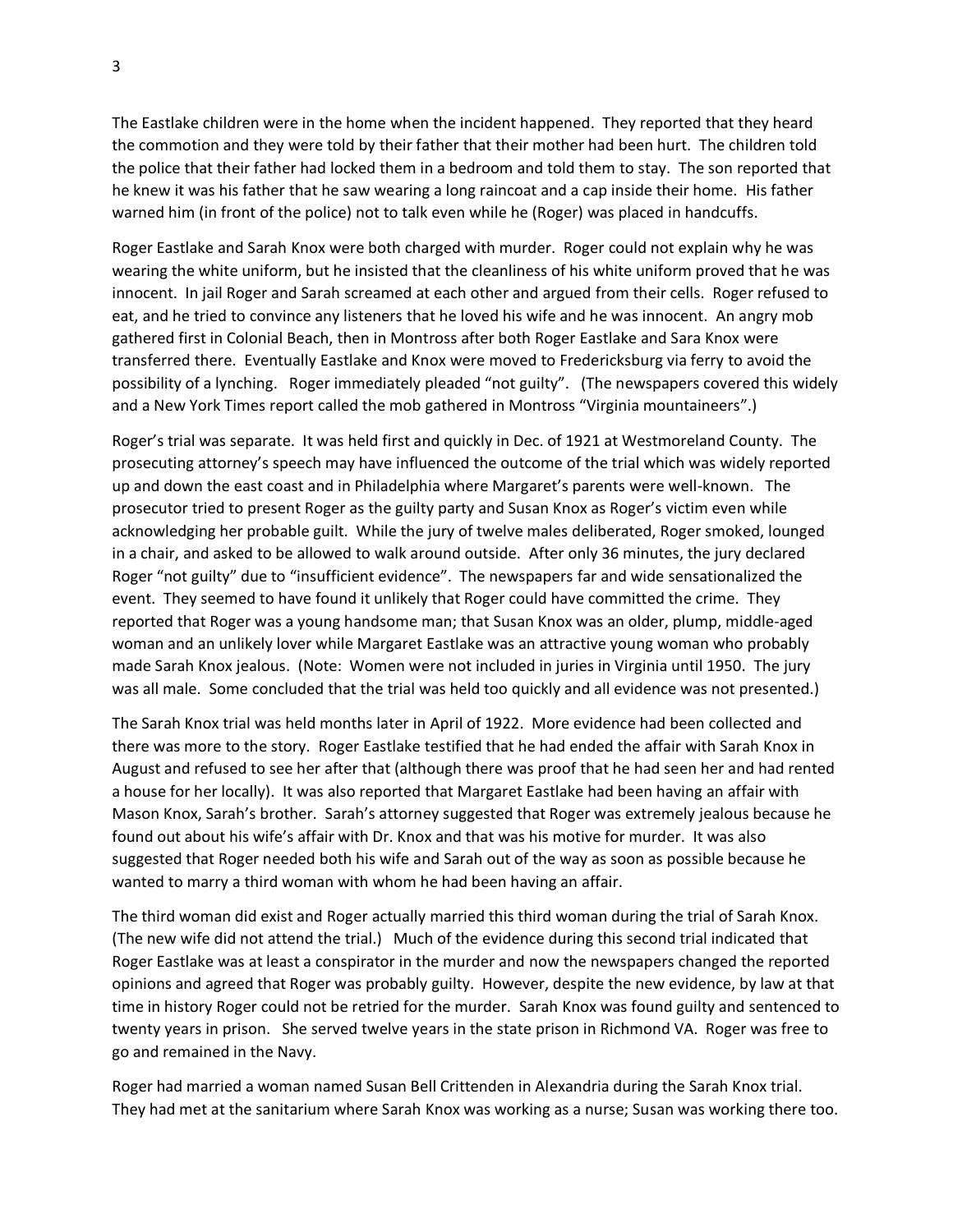The Eastlake children were in the home when the incident happened. They reported that they heard the commotion and they were told by their father that their mother had been hurt. The children told the police that their father had locked them in a bedroom and told them to stay. The son reported that he knew it was his father that he saw wearing a long raincoat and a cap inside their home. His father warned him (in front of the police) not to talk even while he (Roger) was placed in handcuffs.

Roger Eastlake and Sarah Knox were both charged with murder. Roger could not explain why he was wearing the white uniform, but he insisted that the cleanliness of his white uniform proved that he was innocent. In jail Roger and Sarah screamed at each other and argued from their cells. Roger refused to eat, and he tried to convince any listeners that he loved his wife and he was innocent. An angry mob gathered first in Colonial Beach, then in Montross after both Roger Eastlake and Sara Knox were transferred there. Eventually Eastlake and Knox were moved to Fredericksburg via ferry to avoid the possibility of a lynching. Roger immediately pleaded "not guilty". (The newspapers covered this widely and a New York Times report called the mob gathered in Montross "Virginia mountaineers".)

Roger's trial was separate. It was held first and quickly in Dec. of 1921 at Westmoreland County. The prosecuting attorney's speech may have influenced the outcome of the trial which was widely reported up and down the east coast and in Philadelphia where Margaret's parents were well-known. The prosecutor tried to present Roger as the guilty party and Susan Knox as Roger's victim even while acknowledging her probable guilt. While the jury of twelve males deliberated, Roger smoked, lounged in a chair, and asked to be allowed to walk around outside. After only 36 minutes, the jury declared Roger "not guilty" due to "insufficient evidence". The newspapers far and wide sensationalized the event. They seemed to have found it unlikely that Roger could have committed the crime. They reported that Roger was a young handsome man; that Susan Knox was an older, plump, middle-aged woman and an unlikely lover while Margaret Eastlake was an attractive young woman who probably made Sarah Knox jealous. (Note: Women were not included in juries in Virginia until 1950. The jury was all male. Some concluded that the trial was held too quickly and all evidence was not presented.)

The Sarah Knox trial was held months later in April of 1922. More evidence had been collected and there was more to the story. Roger Eastlake testified that he had ended the affair with Sarah Knox in August and refused to see her after that (although there was proof that he had seen her and had rented a house for her locally). It was also reported that Margaret Eastlake had been having an affair with Mason Knox, Sarah's brother. Sarah's attorney suggested that Roger was extremely jealous because he found out about his wife's affair with Dr. Knox and that was his motive for murder. It was also suggested that Roger needed both his wife and Sarah out of the way as soon as possible because he wanted to marry a third woman with whom he had been having an affair.

The third woman did exist and Roger actually married this third woman during the trial of Sarah Knox. (The new wife did not attend the trial.) Much of the evidence during this second trial indicated that Roger Eastlake was at least a conspirator in the murder and now the newspapers changed the reported opinions and agreed that Roger was probably guilty. However, despite the new evidence, by law at that time in history Roger could not be retried for the murder. Sarah Knox was found guilty and sentenced to twenty years in prison. She served twelve years in the state prison in Richmond VA. Roger was free to go and remained in the Navy.

Roger had married a woman named Susan Bell Crittenden in Alexandria during the Sarah Knox trial. They had met at the sanitarium where Sarah Knox was working as a nurse; Susan was working there too.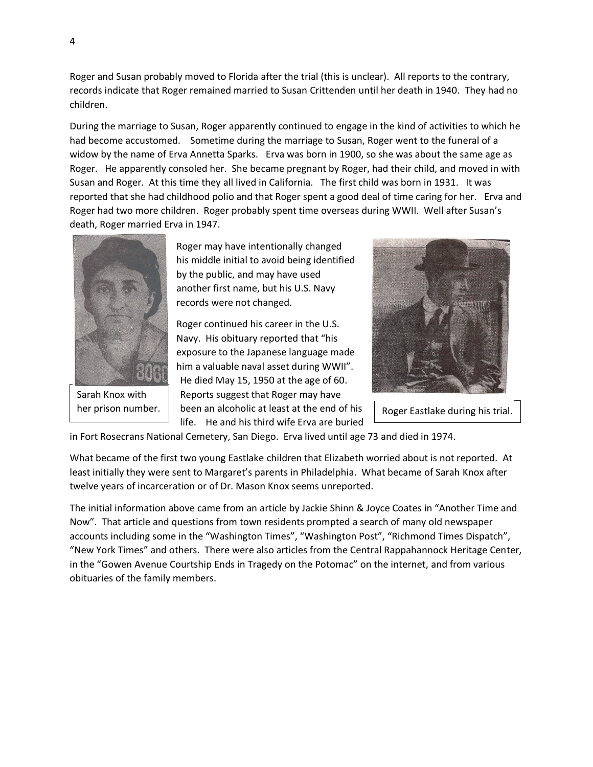Roger and Susan probably moved to Florida after the trial (this is unclear). All reports to the contrary, records indicate that Roger remained married to Susan Crittenden until her death in 1940. They had no children.

During the marriage to Susan, Roger apparently continued to engage in the kind of activities to which he had become accustomed. Sometime during the marriage to Susan, Roger went to the funeral of a widow by the name of Erva Annetta Sparks. Erva was born in 1900, so she was about the same age as Roger. He apparently consoled her. She became pregnant by Roger, had their child, and moved in with Susan and Roger. At this time they all lived in California. The first child was born in 1931. It was reported that she had childhood polio and that Roger spent a good deal of time caring for her. Erva and Roger had two more children. Roger probably spent time overseas during WWII. Well after Susan's death, Roger married Erva in 1947.

Sarah Knox with her prison number.

Roger may have intentionally changed his middle initial to avoid being identified by the public, and may have used another first name, but his U.S. Navy records were not changed.

Roger continued his career in the U.S. Navy. His obituary reported that "his exposure to the Japanese language made him a valuable naval asset during WWII". He died May 15, 1950 at the age of 60. Reports suggest that Roger may have been an alcoholic at least at the end of his life. He and his third wife Erva are buried in Fort Rosecrans National Cemetery, San Diego. Erva lived until age 73 and died in 1974.

Roger Eastlake during his trial.

What became of the first two young Eastlake children that Elizabeth worried about is not reported. At least initially they were sent to Margaret's parents in Philadelphia. What became of Sarah Knox after twelve years of incarceration or of Dr. Mason Knox seems unreported.

The initial information above came from an article by Jackie Shinn & Joyce Coates in "Another Time and Now". That article and questions from town residents prompted a search of many old newspaper accounts including some in the "Washington Times", "Washington Post", "Richmond Times Dispatch", "New York Times" and others. There were also articles from the Central Rappahannock Heritage Center, in the "Gowen Avenue Courtship Ends in Tragedy on the Potomac" on the internet, and from various obituaries of the family members.